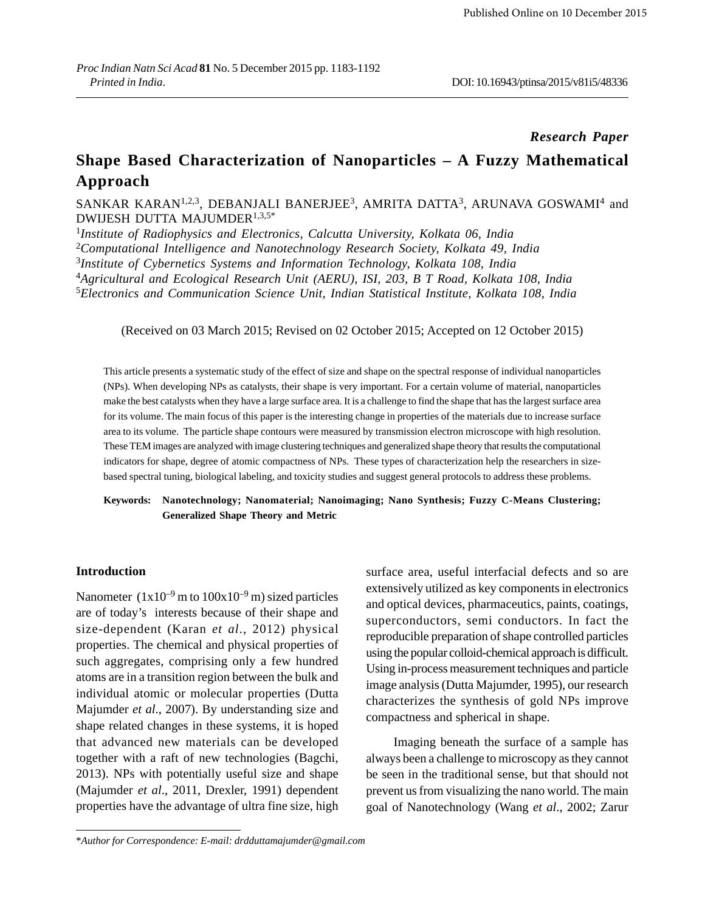Research Paper

# Shape Based Characterization of Nanoparticles – A Fuzzy Mathematical Approach

SANKAR KARAN[1,2,3], DEBANJALI BANERJEE[3], AMRITA DATTA[3], ARUNAVA GOSWAMI[4] and DWIJESH DUTTA MAJUMDER[1,3,5*]

[1]*Institute of Radiophysics and Electronics, Calcutta University, Kolkata 06, India*
[2]*Computational Intelligence and Nanotechnology Research Society, Kolkata 49, India*
[3]*Institute of Cybernetics Systems and Information Technology, Kolkata 108, India*
[4]*Agricultural and Ecological Research Unit (AERU), ISI, 203, B T Road, Kolkata 108, India*
[5]*Electronics and Communication Science Unit, Indian Statistical Institute, Kolkata 108, India*

(Received on 03 March 2015; Revised on 02 October 2015; Accepted on 12 October 2015)

This article presents a systematic study of the effect of size and shape on the spectral response of individual nanoparticles (NPs). When developing NPs as catalysts, their shape is very important. For a certain volume of material, nanoparticles make the best catalysts when they have a large surface area. It is a challenge to find the shape that has the largest surface area for its volume. The main focus of this paper is the interesting change in properties of the materials due to increase surface area to its volume. The particle shape contours were measured by transmission electron microscope with high resolution. These TEM images are analyzed with image clustering techniques and generalized shape theory that results the computational indicators for shape, degree of atomic compactness of NPs. These types of characterization help the researchers in size-based spectral tuning, biological labeling, and toxicity studies and suggest general protocols to address these problems.

**Keywords: Nanotechnology; Nanomaterial; Nanoimaging; Nano Synthesis; Fuzzy C-Means Clustering; Generalized Shape Theory and Metric**

## Introduction

Nanometer ($1x10^{-9}$ m to $100x10^{-9}$ m) sized particles are of today's interests because of their shape and size-dependent (Karan *et al*., 2012) physical properties. The chemical and physical properties of such aggregates, comprising only a few hundred atoms are in a transition region between the bulk and individual atomic or molecular properties (Dutta Majumder *et al*., 2007). By understanding size and shape related changes in these systems, it is hoped that advanced new materials can be developed together with a raft of new technologies (Bagchi, 2013). NPs with potentially useful size and shape (Majumder *et al*., 2011, Drexler, 1991) dependent properties have the advantage of ultra fine size, high surface area, useful interfacial defects and so are extensively utilized as key components in electronics and optical devices, pharmaceutics, paints, coatings, superconductors, semi conductors. In fact the reproducible preparation of shape controlled particles using the popular colloid-chemical approach is difficult. Using in-process measurement techniques and particle image analysis (Dutta Majumder, 1995), our research characterizes the synthesis of gold NPs improve compactness and spherical in shape.

Imaging beneath the surface of a sample has always been a challenge to microscopy as they cannot be seen in the traditional sense, but that should not prevent us from visualizing the nano world. The main goal of Nanotechnology (Wang *et al*., 2002; Zarur

*Author for Correspondence: E-mail: drdduttamajumder@gmail.com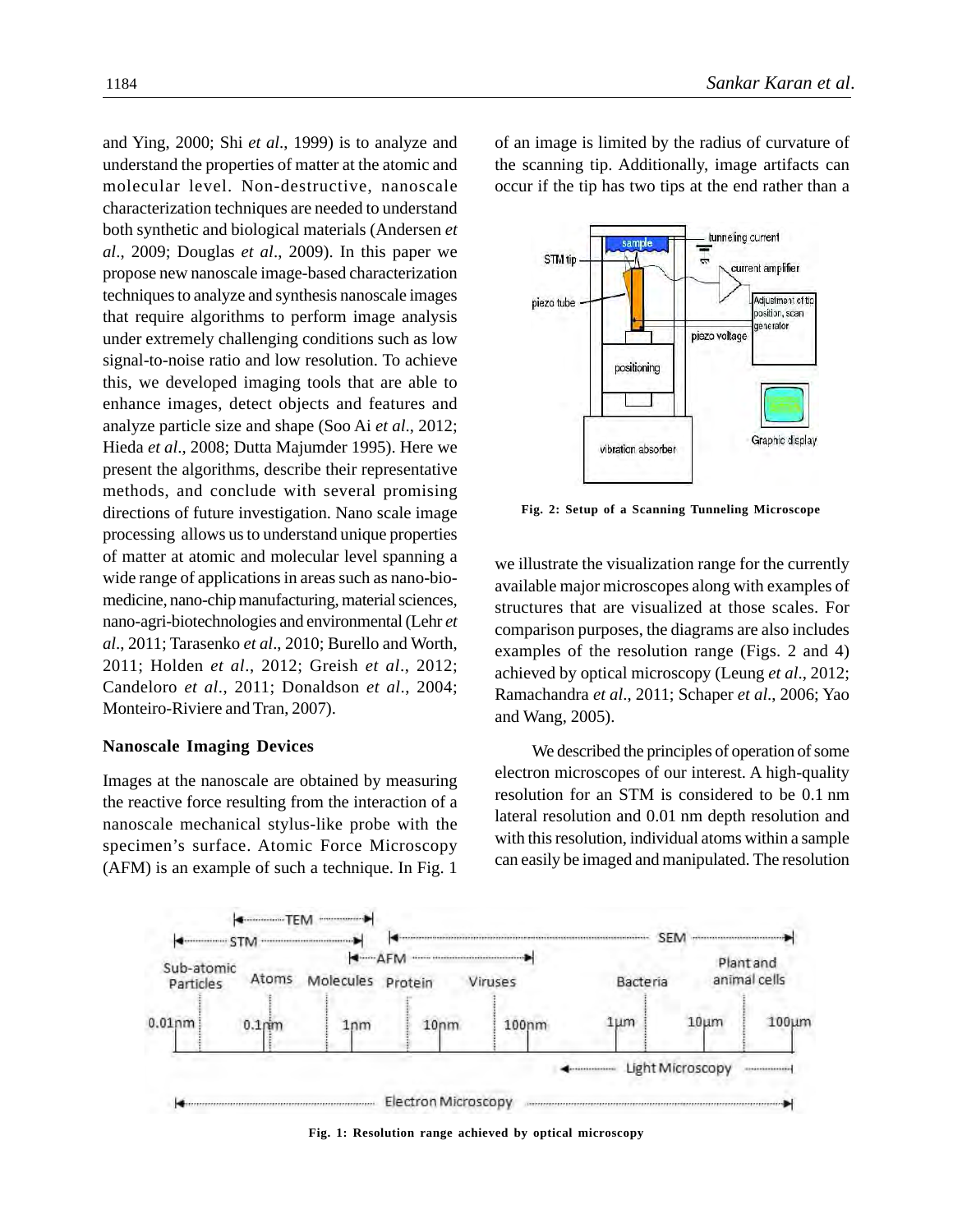and Ying, 2000; Shi *et al*., 1999) is to analyze and understand the properties of matter at the atomic and molecular level. Non-destructive, nanoscale characterization techniques are needed to understand both synthetic and biological materials (Andersen *et al*., 2009; Douglas *et al*., 2009). In this paper we propose new nanoscale image-based characterization techniques to analyze and synthesis nanoscale images that require algorithms to perform image analysis under extremely challenging conditions such as low signal-to-noise ratio and low resolution. To achieve this, we developed imaging tools that are able to enhance images, detect objects and features and analyze particle size and shape (Soo Ai *et al*., 2012; Hieda *et al*., 2008; Dutta Majumder 1995). Here we present the algorithms, describe their representative methods, and conclude with several promising directions of future investigation. Nano scale image processing allows us to understand unique properties of matter at atomic and molecular level spanning a wide range of applications in areas such as nano-bio-medicine, nano-chip manufacturing, material sciences, nano-agri-biotechnologies and environmental (Lehr *et al*., 2011; Tarasenko *et al*., 2010; Burello and Worth, 2011; Holden *et al*., 2012; Greish *et al*., 2012; Candeloro *et al*., 2011; Donaldson *et al*., 2004; Monteiro-Riviere and Tran, 2007).

## Nanoscale Imaging Devices

Images at the nanoscale are obtained by measuring the reactive force resulting from the interaction of a nanoscale mechanical stylus-like probe with the specimen's surface. Atomic Force Microscopy (AFM) is an example of such a technique. In Fig. 1 we illustrate the visualization range for the currently available major microscopes along with examples of structures that are visualized at those scales. For comparison purposes, the diagrams are also includes examples of the resolution range (Figs. 2 and 4) achieved by optical microscopy (Leung *et al*., 2012; Ramachandra *et al*., 2011; Schaper *et al*., 2006; Yao and Wang, 2005).

We described the principles of operation of some electron microscopes of our interest. A high-quality resolution for an STM is considered to be 0.1 nm lateral resolution and 0.01 nm depth resolution and with this resolution, individual atoms within a sample can easily be imaged and manipulated. The resolution of an image is limited by the radius of curvature of the scanning tip. Additionally, image artifacts can occur if the tip has two tips at the end rather than a

Fig. 2: Setup of a Scanning Tunneling Microscope

Fig. 1: Resolution range achieved by optical microscopy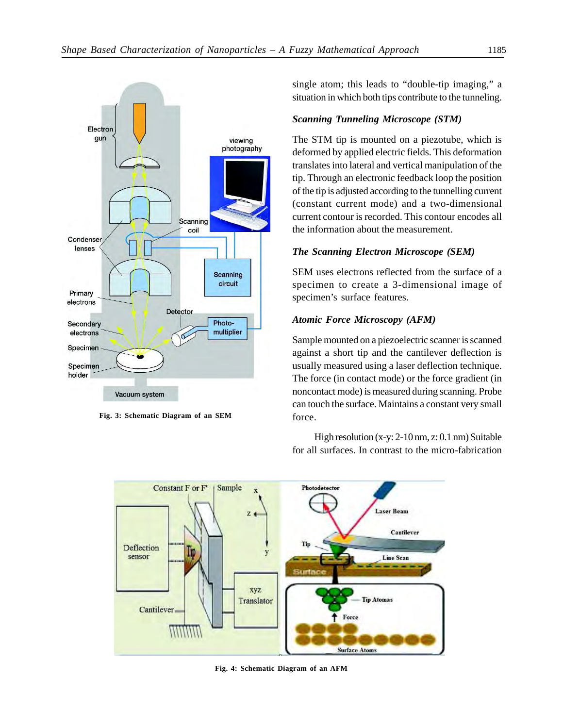Fig. 3: Schematic Diagram of an SEM

single atom; this leads to "double-tip imaging," a situation in which both tips contribute to the tunneling.

### *Scanning Tunneling Microscope (STM)*

The STM tip is mounted on a piezotube, which is deformed by applied electric fields. This deformation translates into lateral and vertical manipulation of the tip. Through an electronic feedback loop the position of the tip is adjusted according to the tunnelling current (constant current mode) and a two-dimensional current contour is recorded. This contour encodes all the information about the measurement.

### *The Scanning Electron Microscope (SEM)*

SEM uses electrons reflected from the surface of a specimen to create a 3-dimensional image of specimen's surface features.

### *Atomic Force Microscopy (AFM)*

Sample mounted on a piezoelectric scanner is scanned against a short tip and the cantilever deflection is usually measured using a laser deflection technique. The force (in contact mode) or the force gradient (in noncontact mode) is measured during scanning. Probe can touch the surface. Maintains a constant very small force.

High resolution (x-y: 2-10 nm, z: 0.1 nm) Suitable for all surfaces. In contrast to the micro-fabrication

Fig. 4: Schematic Diagram of an AFM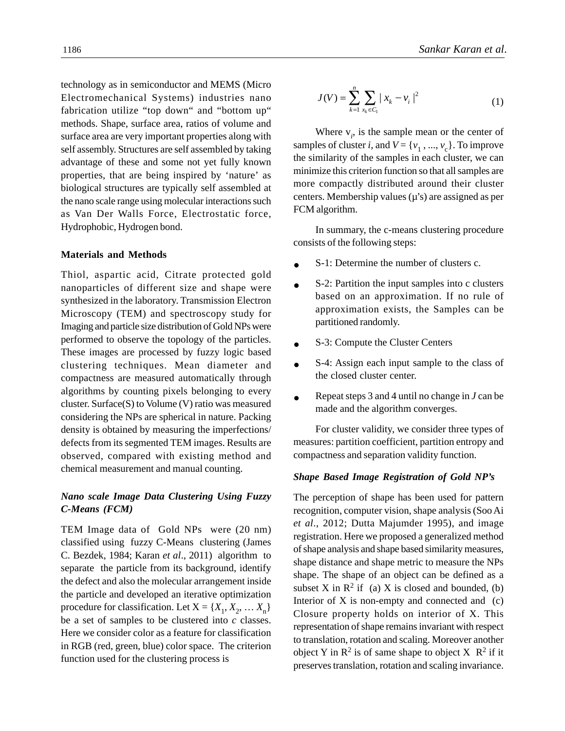technology as in semiconductor and MEMS (Micro Electromechanical Systems) industries nano fabrication utilize "top down" and "bottom up" methods. Shape, surface area, ratios of volume and surface area are very important properties along with self assembly. Structures are self assembled by taking advantage of these and some not yet fully known properties, that are being inspired by 'nature' as biological structures are typically self assembled at the nano scale range using molecular interactions such as Van Der Walls Force, Electrostatic force, Hydrophobic, Hydrogen bond.

## Materials and Methods

Thiol, aspartic acid, Citrate protected gold nanoparticles of different size and shape were synthesized in the laboratory. Transmission Electron Microscopy (TEM) and spectroscopy study for Imaging and particle size distribution of Gold NPs were performed to observe the topology of the particles. These images are processed by fuzzy logic based clustering techniques. Mean diameter and compactness are measured automatically through algorithms by counting pixels belonging to every cluster. Surface(S) to Volume (V) ratio was measured considering the NPs are spherical in nature. Packing density is obtained by measuring the imperfections/ defects from its segmented TEM images. Results are observed, compared with existing method and chemical measurement and manual counting.

### *Nano scale Image Data Clustering Using Fuzzy C-Means (FCM)*

TEM Image data of Gold NPs were (20 nm) classified using fuzzy C-Means clustering (James C. Bezdek, 1984; Karan *et al*., 2011) algorithm to separate the particle from its background, identify the defect and also the molecular arrangement inside the particle and developed an iterative optimization procedure for classification. Let $X = \{X_1, X_2, \dots X_n\}$ be a set of samples to be clustered into $c$ classes. Here we consider color as a feature for classification in RGB (red, green, blue) color space. The criterion function used for the clustering process is

$$J(V) = \sum_{k=1}^{n} \sum_{x_k \in C_1} | x_k - v_i |^2 \tag{1}$$

Where $v_i$, is the sample mean or the center of samples of cluster $i$, and $V = \{v_1, \dots, v_c\}$. To improve the similarity of the samples in each cluster, we can minimize this criterion function so that all samples are more compactly distributed around their cluster centers. Membership values (μ's) are assigned as per FCM algorithm.

In summary, the c-means clustering procedure consists of the following steps:

- S-1: Determine the number of clusters c.
- S-2: Partition the input samples into c clusters based on an approximation. If no rule of approximation exists, the Samples can be partitioned randomly.
- S-3: Compute the Cluster Centers
- S-4: Assign each input sample to the class of the closed cluster center.
- Repeat steps 3 and 4 until no change in $J$ can be made and the algorithm converges.

For cluster validity, we consider three types of measures: partition coefficient, partition entropy and compactness and separation validity function.

### *Shape Based Image Registration of Gold NP's*

The perception of shape has been used for pattern recognition, computer vision, shape analysis (Soo Ai *et al*., 2012; Dutta Majumder 1995), and image registration. Here we proposed a generalized method of shape analysis and shape based similarity measures, shape distance and shape metric to measure the NPs shape. The shape of an object can be defined as a subset X in $R^2$ if (a) X is closed and bounded, (b) Interior of X is non-empty and connected and (c) Closure property holds on interior of X. This representation of shape remains invariant with respect to translation, rotation and scaling. Moreover another object Y in $R^2$ is of same shape to object X $R^2$ if it preserves translation, rotation and scaling invariance.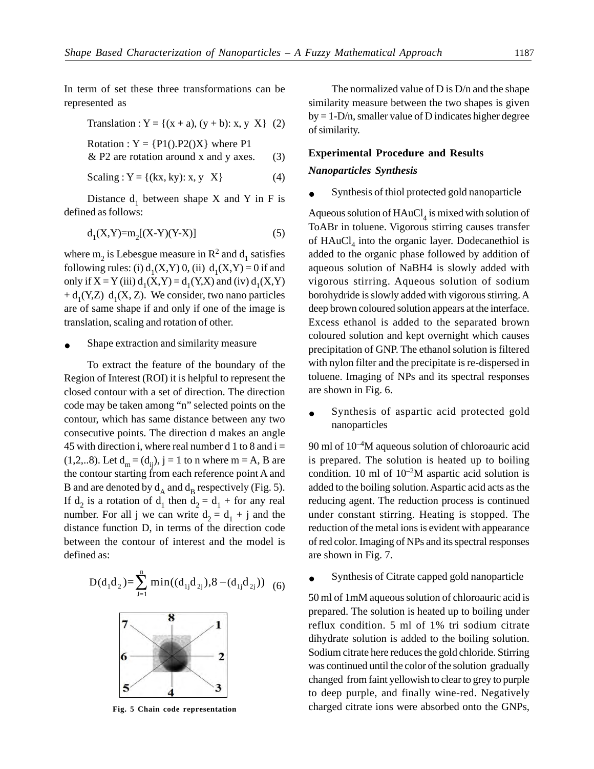In term of set these three transformations can be represented as

Translation : Y = {(x + a), (y + b): x, y  X}   (2)

Rotation : Y = {P1().P2()X} where P1 & P2 are rotation around x and y axes.   (3)

Scaling : Y = {(kx, ky): x, y  X}   (4)

Distance $d_1$ between shape X and Y in F is defined as follows:

$$d_1(X,Y)=m_2[(X-Y)(Y-X)] \quad (5)$$

where $m_2$ is Lebesgue measure in $R^2$ and $d_1$ satisfies following rules: (i) $d_1(X,Y)$ 0, (ii) $d_1(X,Y) = 0$ if and only if X = Y (iii) $d_1(X,Y) = d_1(Y,X)$ and (iv) $d_1(X,Y) + d_1(Y,Z)$ $d_1(X, Z)$. We consider, two nano particles are of same shape if and only if one of the image is translation, scaling and rotation of other.

- Shape extraction and similarity measure

To extract the feature of the boundary of the Region of Interest (ROI) it is helpful to represent the closed contour with a set of direction. The direction code may be taken among "n" selected points on the contour, which has same distance between any two consecutive points. The direction d makes an angle 45 with direction i, where real number d 1 to 8 and i = (1,2,..8). Let $d_m = (d_{ij})$, j = 1 to n where m = A, B are the contour starting from each reference point A and B and are denoted by $d_A$ and $d_B$ respectively (Fig. 5). If $d_2$ is a rotation of $d_1$ then $d_2 = d_1 +$ for any real number. For all j we can write $d_2 = d_1 + j$ and the distance function D, in terms of the direction code between the contour of interest and the model is defined as:

$$D(d_1 d_2) = \sum_{J=1}^{n} \min((d_{1j} d_{2j}), 8 - (d_{1j} d_{2j})) \quad (6)$$

Fig. 5 Chain code representation

The normalized value of D is D/n and the shape similarity measure between the two shapes is given by = 1-D/n, smaller value of D indicates higher degree of similarity.

## Experimental Procedure and Results

### *Nanoparticles Synthesis*

- Synthesis of thiol protected gold nanoparticle

Aqueous solution of $HAuCl_4$ is mixed with solution of ToABr in toluene. Vigorous stirring causes transfer of $HAuCl_4$ into the organic layer. Dodecanethiol is added to the organic phase followed by addition of aqueous solution of NaBH4 is slowly added with vigorous stirring. Aqueous solution of sodium borohydride is slowly added with vigorous stirring. A deep brown coloured solution appears at the interface. Excess ethanol is added to the separated brown coloured solution and kept overnight which causes precipitation of GNP. The ethanol solution is filtered with nylon filter and the precipitate is re-dispersed in toluene. Imaging of NPs and its spectral responses are shown in Fig. 6.

- Synthesis of aspartic acid protected gold nanoparticles

90 ml of $10^{-4}$M aqueous solution of chloroauric acid is prepared. The solution is heated up to boiling condition. 10 ml of $10^{-2}$M aspartic acid solution is added to the boiling solution. Aspartic acid acts as the reducing agent. The reduction process is continued under constant stirring. Heating is stopped. The reduction of the metal ions is evident with appearance of red color. Imaging of NPs and its spectral responses are shown in Fig. 7.

- Synthesis of Citrate capped gold nanoparticle

50 ml of 1mM aqueous solution of chloroauric acid is prepared. The solution is heated up to boiling under reflux condition. 5 ml of 1% tri sodium citrate dihydrate solution is added to the boiling solution. Sodium citrate here reduces the gold chloride. Stirring was continued until the color of the solution gradually changed from faint yellowish to clear to grey to purple to deep purple, and finally wine-red. Negatively charged citrate ions were absorbed onto the GNPs,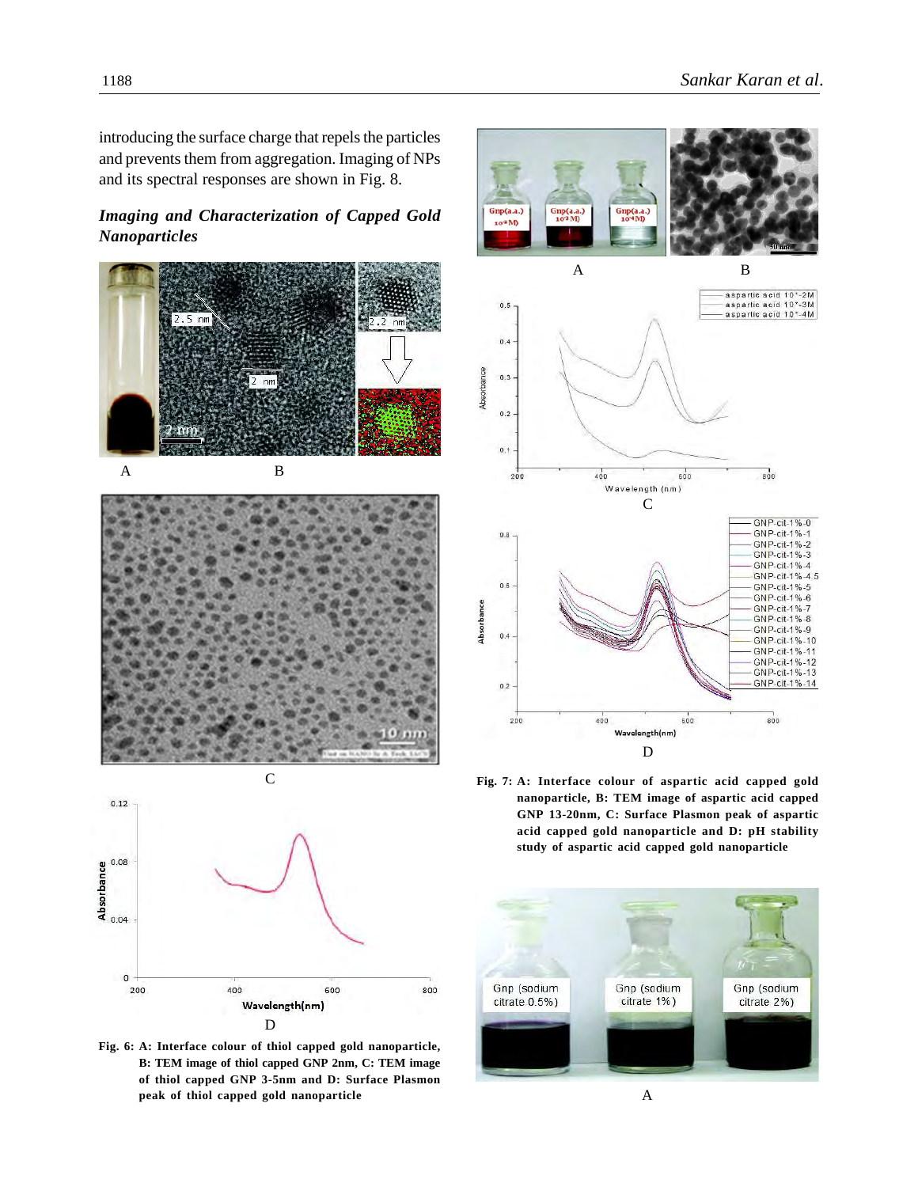introducing the surface charge that repels the particles and prevents them from aggregation. Imaging of NPs and its spectral responses are shown in Fig. 8.

### *Imaging and Characterization of Capped Gold Nanoparticles*

**Fig. 6: A: Interface colour of thiol capped gold nanoparticle, B: TEM image of thiol capped GNP 2nm, C: TEM image of thiol capped GNP 3-5nm and D: Surface Plasmon peak of thiol capped gold nanoparticle**

**Fig. 7: A: Interface colour of aspartic acid capped gold nanoparticle, B: TEM image of aspartic acid capped GNP 13-20nm, C: Surface Plasmon peak of aspartic acid capped gold nanoparticle and D: pH stability study of aspartic acid capped gold nanoparticle**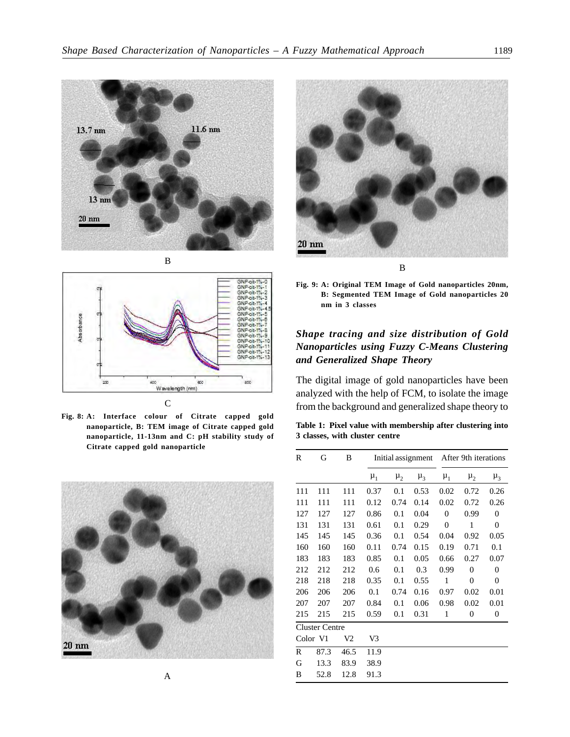B

C

**Fig. 8: A: Interface colour of Citrate capped gold nanoparticle, B: TEM image of Citrate capped gold nanoparticle, 11-13nm and C: pH stability study of Citrate capped gold nanoparticle**

A

B

**Fig. 9: A: Original TEM Image of Gold nanoparticles 20nm, B: Segmented TEM Image of Gold nanoparticles 20 nm in 3 classes**

### *Shape tracing and size distribution of Gold Nanoparticles using Fuzzy C-Means Clustering and Generalized Shape Theory*

The digital image of gold nanoparticles have been analyzed with the help of FCM, to isolate the image from the background and generalized shape theory to

**Table 1: Pixel value with membership after clustering into 3 classes, with cluster centre**

| R | G | B | Initial assignment | | | After 9th iterations | | |
|---|---|---|---|---|---|---|---|---|
| | | | $\mu_1$ | $\mu_2$ | $\mu_3$ | $\mu_1$ | $\mu_2$ | $\mu_3$ |
| 111 | 111 | 111 | 0.37 | 0.1 | 0.53 | 0.02 | 0.72 | 0.26 |
| 111 | 111 | 111 | 0.12 | 0.74 | 0.14 | 0.02 | 0.72 | 0.26 |
| 127 | 127 | 127 | 0.86 | 0.1 | 0.04 | 0 | 0.99 | 0 |
| 131 | 131 | 131 | 0.61 | 0.1 | 0.29 | 0 | 1 | 0 |
| 145 | 145 | 145 | 0.36 | 0.1 | 0.54 | 0.04 | 0.92 | 0.05 |
| 160 | 160 | 160 | 0.11 | 0.74 | 0.15 | 0.19 | 0.71 | 0.1 |
| 183 | 183 | 183 | 0.85 | 0.1 | 0.05 | 0.66 | 0.27 | 0.07 |
| 212 | 212 | 212 | 0.6 | 0.1 | 0.3 | 0.99 | 0 | 0 |
| 218 | 218 | 218 | 0.35 | 0.1 | 0.55 | 1 | 0 | 0 |
| 206 | 206 | 206 | 0.1 | 0.74 | 0.16 | 0.97 | 0.02 | 0.01 |
| 207 | 207 | 207 | 0.84 | 0.1 | 0.06 | 0.98 | 0.02 | 0.01 |
| 215 | 215 | 215 | 0.59 | 0.1 | 0.31 | 1 | 0 | 0 |

| Cluster Centre | | | |
|---|---|---|---|
| Color | V1 | V2 | V3 |
| R | 87.3 | 46.5 | 11.9 |
| G | 13.3 | 83.9 | 38.9 |
| B | 52.8 | 12.8 | 91.3 |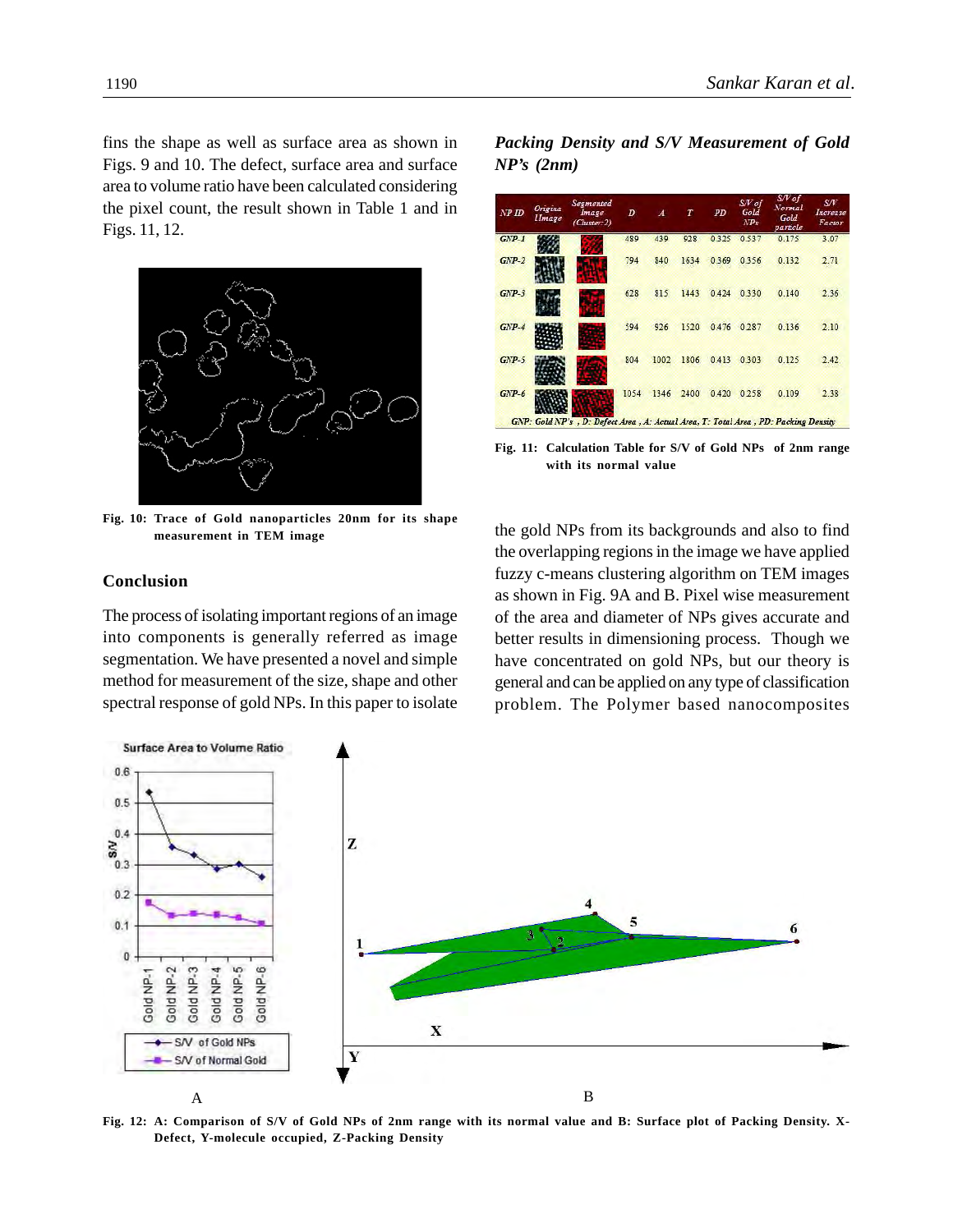fins the shape as well as surface area as shown in Figs. 9 and 10. The defect, surface area and surface area to volume ratio have been calculated considering the pixel count, the result shown in Table 1 and in Figs. 11, 12.

Fig. 10: Trace of Gold nanoparticles 20nm for its shape measurement in TEM image

## Conclusion

The process of isolating important regions of an image into components is generally referred as image segmentation. We have presented a novel and simple method for measurement of the size, shape and other spectral response of gold NPs. In this paper to isolate the gold NPs from its backgrounds and also to find the overlapping regions in the image we have applied fuzzy c-means clustering algorithm on TEM images as shown in Fig. 9A and B. Pixel wise measurement of the area and diameter of NPs gives accurate and better results in dimensioning process. Though we have concentrated on gold NPs, but our theory is general and can be applied on any type of classification problem. The Polymer based nanocomposites

### *Packing Density and S/V Measurement of Gold NP's (2nm)*

| NP ID | Original Image | Segmented Image (Cluster-2) | D | A | T | PD | S/V of Gold NPs | S/V of Normal Gold particle | S/V Increase Factor |
|---|---|---|---|---|---|---|---|---|---|
| GNP-1 | | | 489 | 439 | 928 | 0.325 | 0.537 | 0.175 | 3.07 |
| GNP-2 | | | 794 | 840 | 1634 | 0.369 | 0.356 | 0.132 | 2.71 |
| GNP-3 | | | 628 | 815 | 1443 | 0.424 | 0.330 | 0.140 | 2.36 |
| GNP-4 | | | 594 | 926 | 1520 | 0.476 | 0.287 | 0.136 | 2.10 |
| GNP-5 | | | 804 | 1002 | 1806 | 0.413 | 0.303 | 0.125 | 2.42 |
| GNP-6 | | | 1054 | 1346 | 2400 | 0.420 | 0.258 | 0.109 | 2.38 |

GNP: Gold NP's , D: Defect Area , A: Actual Area, T: Total Area , PD: Packing Density

Fig. 11: Calculation Table for S/V of Gold NPs of 2nm range with its normal value

Fig. 12: A: Comparison of S/V of Gold NPs of 2nm range with its normal value and B: Surface plot of Packing Density. X-Defect, Y-molecule occupied, Z-Packing Density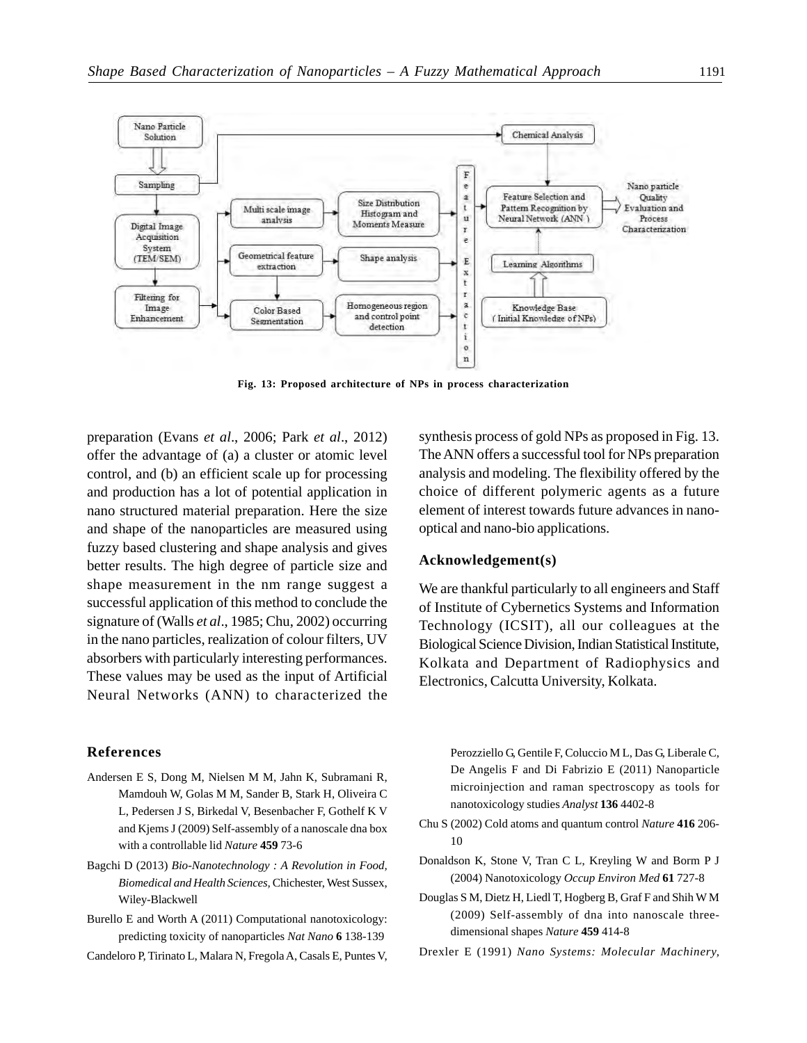Fig. 13: Proposed architecture of NPs in process characterization

preparation (Evans *et al*., 2006; Park *et al*., 2012) offer the advantage of (a) a cluster or atomic level control, and (b) an efficient scale up for processing and production has a lot of potential application in nano structured material preparation. Here the size and shape of the nanoparticles are measured using fuzzy based clustering and shape analysis and gives better results. The high degree of particle size and shape measurement in the nm range suggest a successful application of this method to conclude the signature of (Walls *et al*., 1985; Chu, 2002) occurring in the nano particles, realization of colour filters, UV absorbers with particularly interesting performances. These values may be used as the input of Artificial Neural Networks (ANN) to characterized the synthesis process of gold NPs as proposed in Fig. 13. The ANN offers a successful tool for NPs preparation analysis and modeling. The flexibility offered by the choice of different polymeric agents as a future element of interest towards future advances in nano-optical and nano-bio applications.

## Acknowledgement(s)

We are thankful particularly to all engineers and Staff of Institute of Cybernetics Systems and Information Technology (ICSIT), all our colleagues at the Biological Science Division, Indian Statistical Institute, Kolkata and Department of Radiophysics and Electronics, Calcutta University, Kolkata.

## References

Andersen E S, Dong M, Nielsen M M, Jahn K, Subramani R, Mamdouh W, Golas M M, Sander B, Stark H, Oliveira C L, Pedersen J S, Birkedal V, Besenbacher F, Gothelf K V and Kjems J (2009) Self-assembly of a nanoscale dna box with a controllable lid *Nature* **459** 73-6

Bagchi D (2013) *Bio-Nanotechnology : A Revolution in Food, Biomedical and Health Sciences,* Chichester, West Sussex, Wiley-Blackwell

Burello E and Worth A (2011) Computational nanotoxicology: predicting toxicity of nanoparticles *Nat Nano* **6** 138-139

Candeloro P, Tirinato L, Malara N, Fregola A, Casals E, Puntes V, Perozziello G, Gentile F, Coluccio M L, Das G, Liberale C, De Angelis F and Di Fabrizio E (2011) Nanoparticle microinjection and raman spectroscopy as tools for nanotoxicology studies *Analyst* **136** 4402-8

Chu S (2002) Cold atoms and quantum control *Nature* **416** 206-10

Donaldson K, Stone V, Tran C L, Kreyling W and Borm P J (2004) Nanotoxicology *Occup Environ Med* **61** 727-8

Douglas S M, Dietz H, Liedl T, Hogberg B, Graf F and Shih W M (2009) Self-assembly of dna into nanoscale three-dimensional shapes *Nature* **459** 414-8

Drexler E (1991) *Nano Systems: Molecular Machinery,*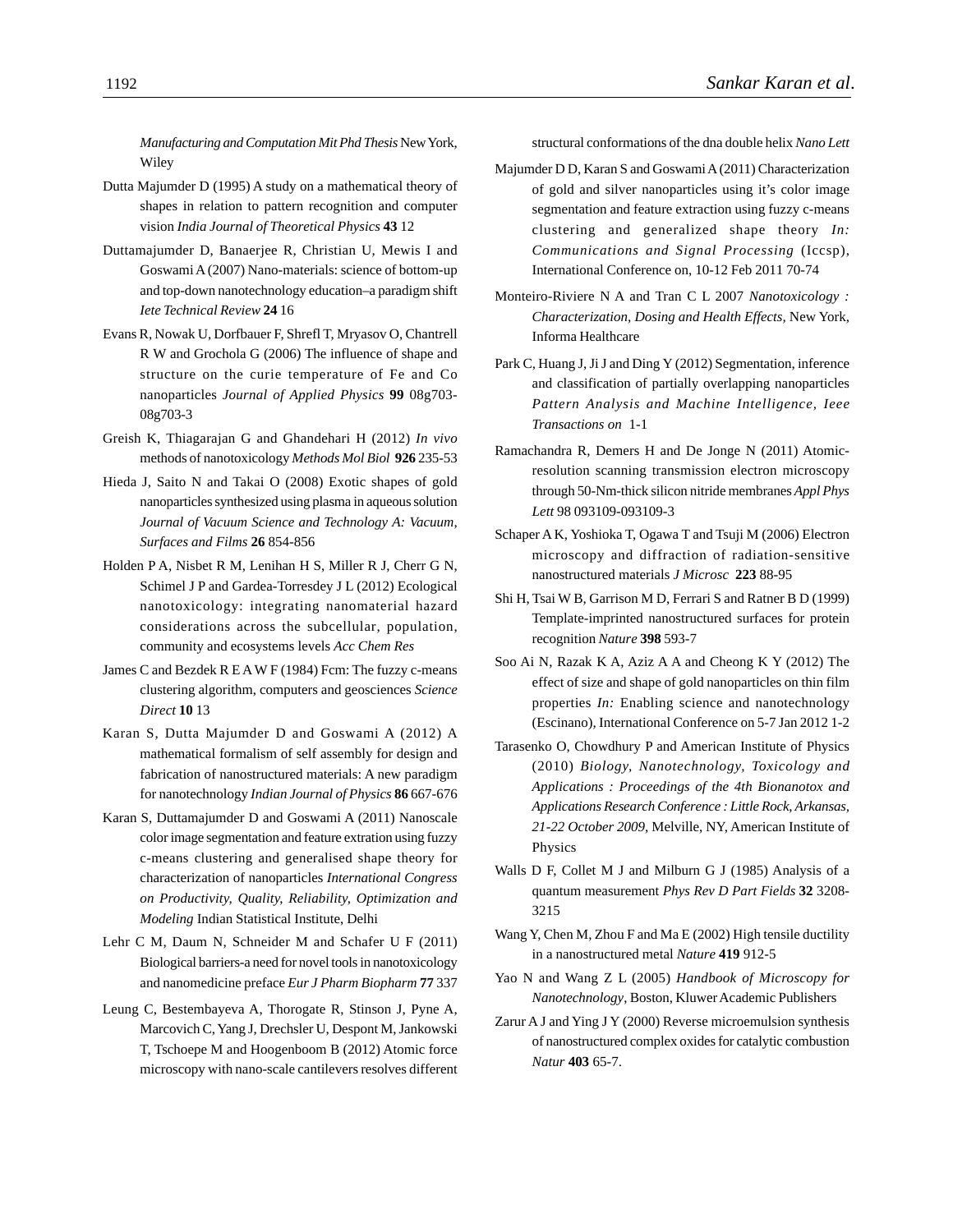*Manufacturing and Computation Mit Phd Thesis* New York, Wiley

Dutta Majumder D (1995) A study on a mathematical theory of shapes in relation to pattern recognition and computer vision *India Journal of Theoretical Physics* **43** 12

Duttamajumder D, Banaerjee R, Christian U, Mewis I and Goswami A (2007) Nano-materials: science of bottom-up and top-down nanotechnology education–a paradigm shift *Iete Technical Review* **24** 16

Evans R, Nowak U, Dorfbauer F, Shrefl T, Mryasov O, Chantrell R W and Grochola G (2006) The influence of shape and structure on the curie temperature of Fe and Co nanoparticles *Journal of Applied Physics* **99** 08g703-08g703-3

Greish K, Thiagarajan G and Ghandehari H (2012) *In vivo* methods of nanotoxicology *Methods Mol Biol* **926** 235-53

Hieda J, Saito N and Takai O (2008) Exotic shapes of gold nanoparticles synthesized using plasma in aqueous solution *Journal of Vacuum Science and Technology A: Vacuum, Surfaces and Films* **26** 854-856

Holden P A, Nisbet R M, Lenihan H S, Miller R J, Cherr G N, Schimel J P and Gardea-Torresdey J L (2012) Ecological nanotoxicology: integrating nanomaterial hazard considerations across the subcellular, population, community and ecosystems levels *Acc Chem Res*

James C and Bezdek R E A W F (1984) Fcm: The fuzzy c-means clustering algorithm, computers and geosciences *Science Direct* **10** 13

Karan S, Dutta Majumder D and Goswami A (2012) A mathematical formalism of self assembly for design and fabrication of nanostructured materials: A new paradigm for nanotechnology *Indian Journal of Physics* **86** 667-676

Karan S, Duttamajumder D and Goswami A (2011) Nanoscale color image segmentation and feature extration using fuzzy c-means clustering and generalised shape theory for characterization of nanoparticles *International Congress on Productivity, Quality, Reliability, Optimization and Modeling* Indian Statistical Institute, Delhi

Lehr C M, Daum N, Schneider M and Schafer U F (2011) Biological barriers-a need for novel tools in nanotoxicology and nanomedicine preface *Eur J Pharm Biopharm* **77** 337

Leung C, Bestembayeva A, Thorogate R, Stinson J, Pyne A, Marcovich C, Yang J, Drechsler U, Despont M, Jankowski T, Tschoepe M and Hoogenboom B (2012) Atomic force microscopy with nano-scale cantilevers resolves different structural conformations of the dna double helix *Nano Lett*

Majumder D D, Karan S and Goswami A (2011) Characterization of gold and silver nanoparticles using it's color image segmentation and feature extraction using fuzzy c-means clustering and generalized shape theory *In: Communications and Signal Processing* (Iccsp), International Conference on, 10-12 Feb 2011 70-74

Monteiro-Riviere N A and Tran C L 2007 *Nanotoxicology : Characterization, Dosing and Health Effects*, New York, Informa Healthcare

Park C, Huang J, Ji J and Ding Y (2012) Segmentation, inference and classification of partially overlapping nanoparticles *Pattern Analysis and Machine Intelligence, Ieee Transactions on* 1-1

Ramachandra R, Demers H and De Jonge N (2011) Atomic-resolution scanning transmission electron microscopy through 50-Nm-thick silicon nitride membranes *Appl Phys Lett* 98 093109-093109-3

Schaper A K, Yoshioka T, Ogawa T and Tsuji M (2006) Electron microscopy and diffraction of radiation-sensitive nanostructured materials *J Microsc* **223** 88-95

Shi H, Tsai W B, Garrison M D, Ferrari S and Ratner B D (1999) Template-imprinted nanostructured surfaces for protein recognition *Nature* **398** 593-7

Soo Ai N, Razak K A, Aziz A A and Cheong K Y (2012) The effect of size and shape of gold nanoparticles on thin film properties *In:* Enabling science and nanotechnology (Escinano), International Conference on 5-7 Jan 2012 1-2

Tarasenko O, Chowdhury P and American Institute of Physics (2010) *Biology, Nanotechnology, Toxicology and Applications : Proceedings of the 4th Bionanotox and Applications Research Conference : Little Rock, Arkansas, 21-22 October 2009*, Melville, NY, American Institute of Physics

Walls D F, Collet M J and Milburn G J (1985) Analysis of a quantum measurement *Phys Rev D Part Fields* **32** 3208-3215

Wang Y, Chen M, Zhou F and Ma E (2002) High tensile ductility in a nanostructured metal *Nature* **419** 912-5

Yao N and Wang Z L (2005) *Handbook of Microscopy for Nanotechnology*, Boston, Kluwer Academic Publishers

Zarur A J and Ying J Y (2000) Reverse microemulsion synthesis of nanostructured complex oxides for catalytic combustion *Natur* **403** 65-7.